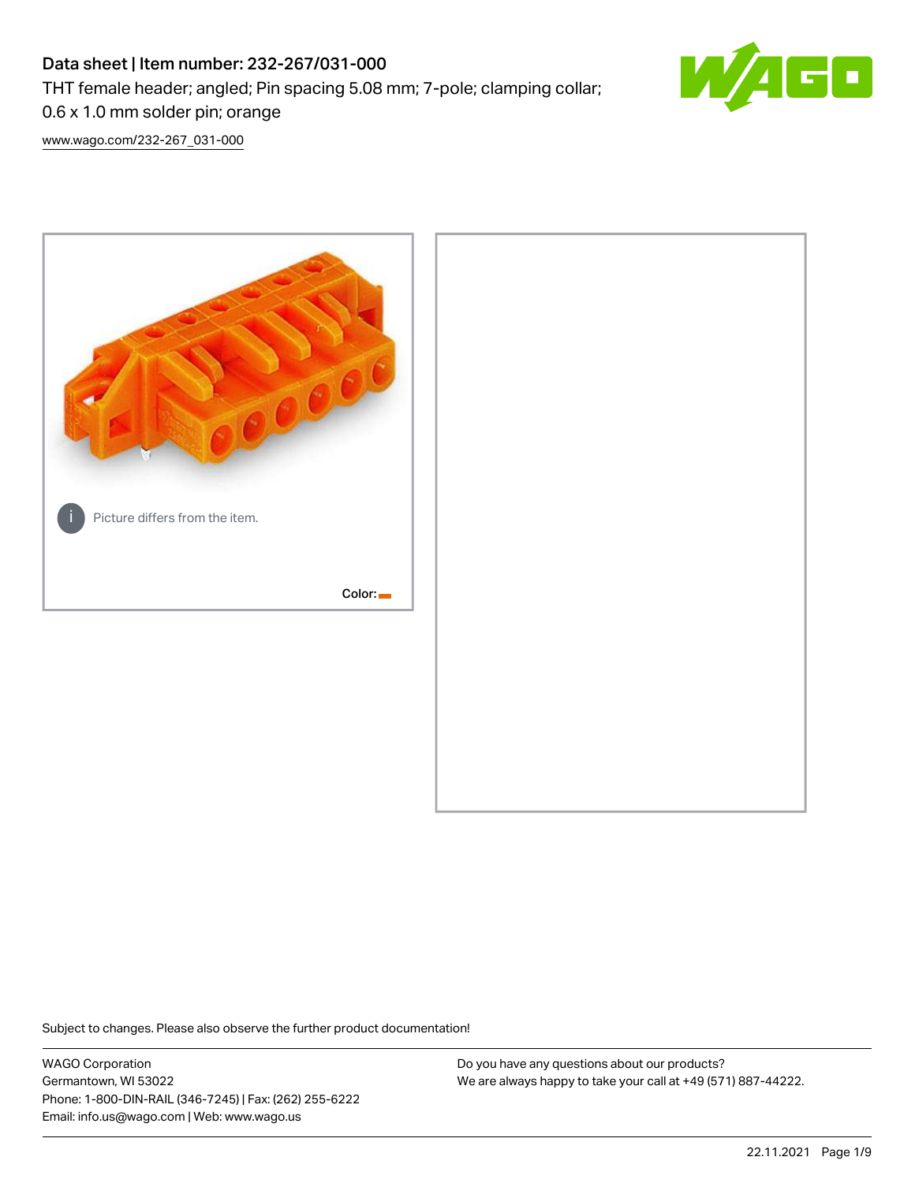# Data sheet | Item number: 232-267/031-000

THT female header; angled; Pin spacing 5.08 mm; 7-pole; clamping collar; 0.6 x 1.0 mm solder pin; orange

www.wago.com/232-267_031-000

Picture differs from the item.

Color:

Subject to changes. Please also observe the further product documentation!

WAGO Corporation
Germantown, WI 53022
Phone: 1-800-DIN-RAIL (346-7245) | Fax: (262) 255-6222
Email: info.us@wago.com | Web: www.wago.us

Do you have any questions about our products?
We are always happy to take your call at +49 (571) 887-44222.

22.11.2021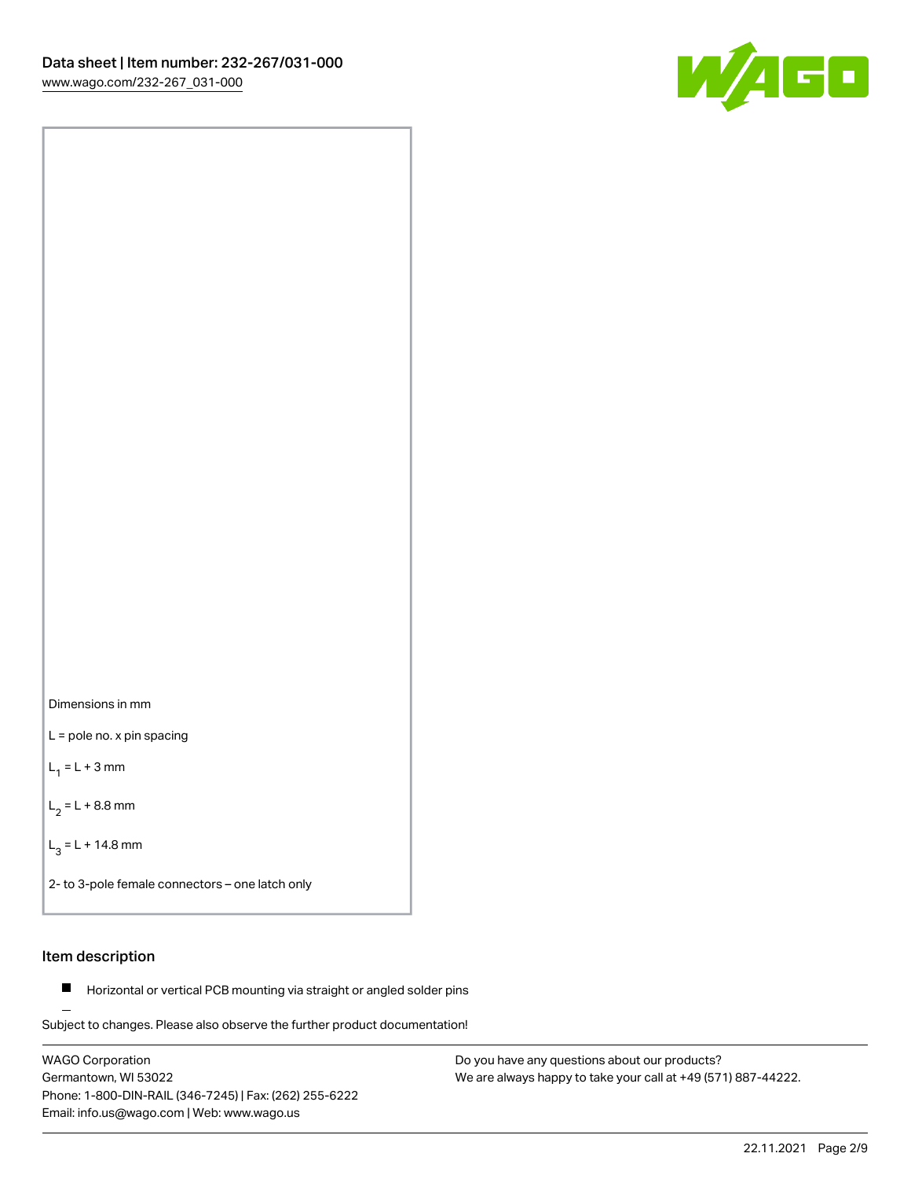Dimensions in mm

L = pole no. x pin spacing

$L_1$ = L + 3 mm

$L_2$ = L + 8.8 mm

$L_3$ = L + 14.8 mm

2- to 3-pole female connectors – one latch only

## Item description

- Horizontal or vertical PCB mounting via straight or angled solder pins

Subject to changes. Please also observe the further product documentation!

WAGO Corporation
Germantown, WI 53022
Phone: 1-800-DIN-RAIL (346-7245) | Fax: (262) 255-6222
Email: info.us@wago.com | Web: www.wago.us

Do you have any questions about our products?
We are always happy to take your call at +49 (571) 887-44222.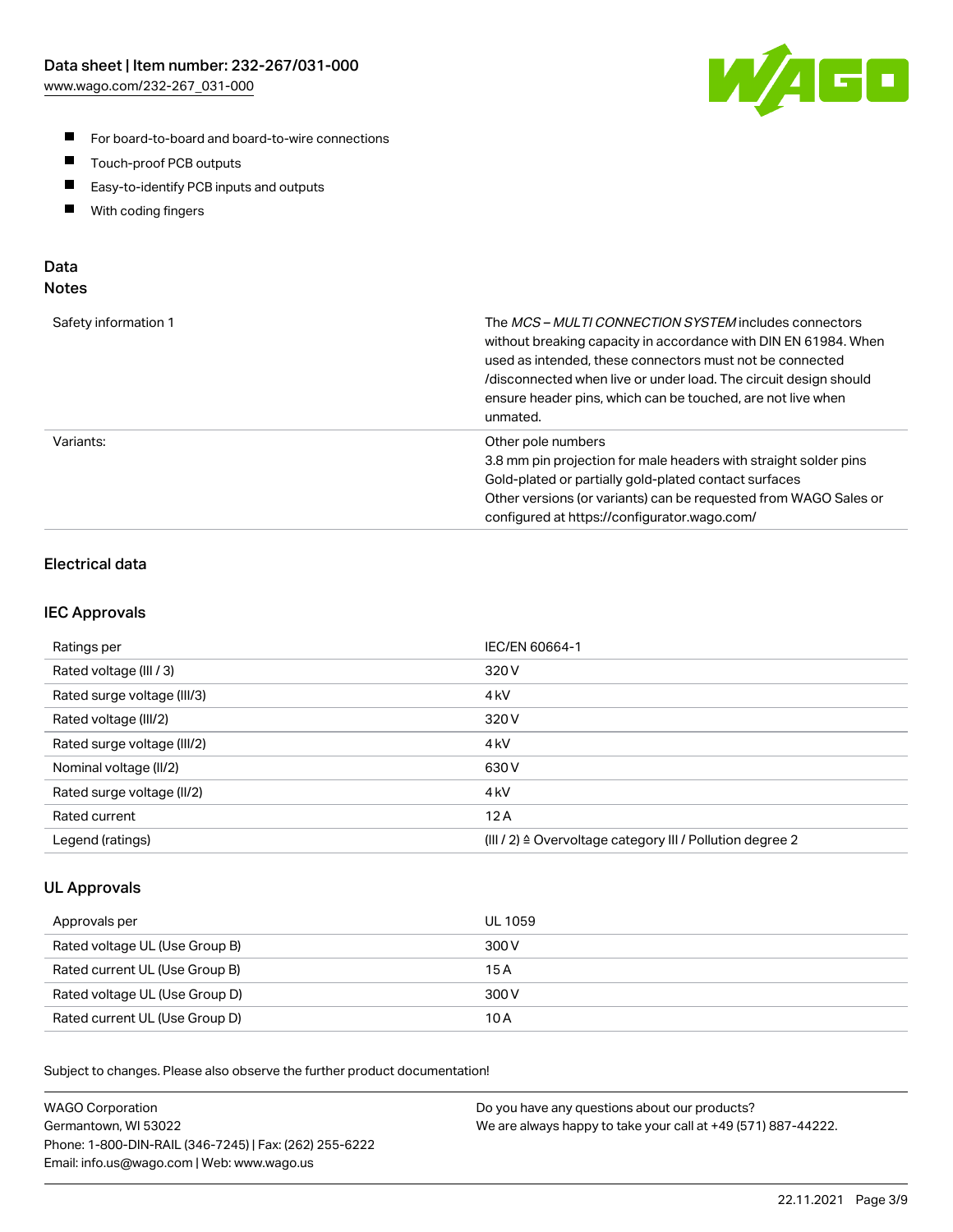- For board-to-board and board-to-wire connections
- Touch-proof PCB outputs
- Easy-to-identify PCB inputs and outputs
- With coding fingers

## Data

### Notes

| | |
|---|---|
| Safety information 1 | The *MCS – MULTI CONNECTION SYSTEM* includes connectors without breaking capacity in accordance with DIN EN 61984. When used as intended, these connectors must not be connected /disconnected when live or under load. The circuit design should ensure header pins, which can be touched, are not live when unmated. |
| Variants: | Other pole numbers<br>3.8 mm pin projection for male headers with straight solder pins<br>Gold-plated or partially gold-plated contact surfaces<br>Other versions (or variants) can be requested from WAGO Sales or configured at https://configurator.wago.com/ |

### Electrical data

### IEC Approvals

| | |
|---|---|
| Ratings per | IEC/EN 60664-1 |
| Rated voltage (III / 3) | 320 V |
| Rated surge voltage (III/3) | 4 kV |
| Rated voltage (III/2) | 320 V |
| Rated surge voltage (III/2) | 4 kV |
| Nominal voltage (II/2) | 630 V |
| Rated surge voltage (II/2) | 4 kV |
| Rated current | 12 A |
| Legend (ratings) | (III / 2) ≙ Overvoltage category III / Pollution degree 2 |

### UL Approvals

| | |
|---|---|
| Approvals per | UL 1059 |
| Rated voltage UL (Use Group B) | 300 V |
| Rated current UL (Use Group B) | 15 A |
| Rated voltage UL (Use Group D) | 300 V |
| Rated current UL (Use Group D) | 10 A |

Subject to changes. Please also observe the further product documentation!

WAGO Corporation
Germantown, WI 53022
Phone: 1-800-DIN-RAIL (346-7245) | Fax: (262) 255-6222
Email: info.us@wago.com | Web: www.wago.us

Do you have any questions about our products?
We are always happy to take your call at +49 (571) 887-44222.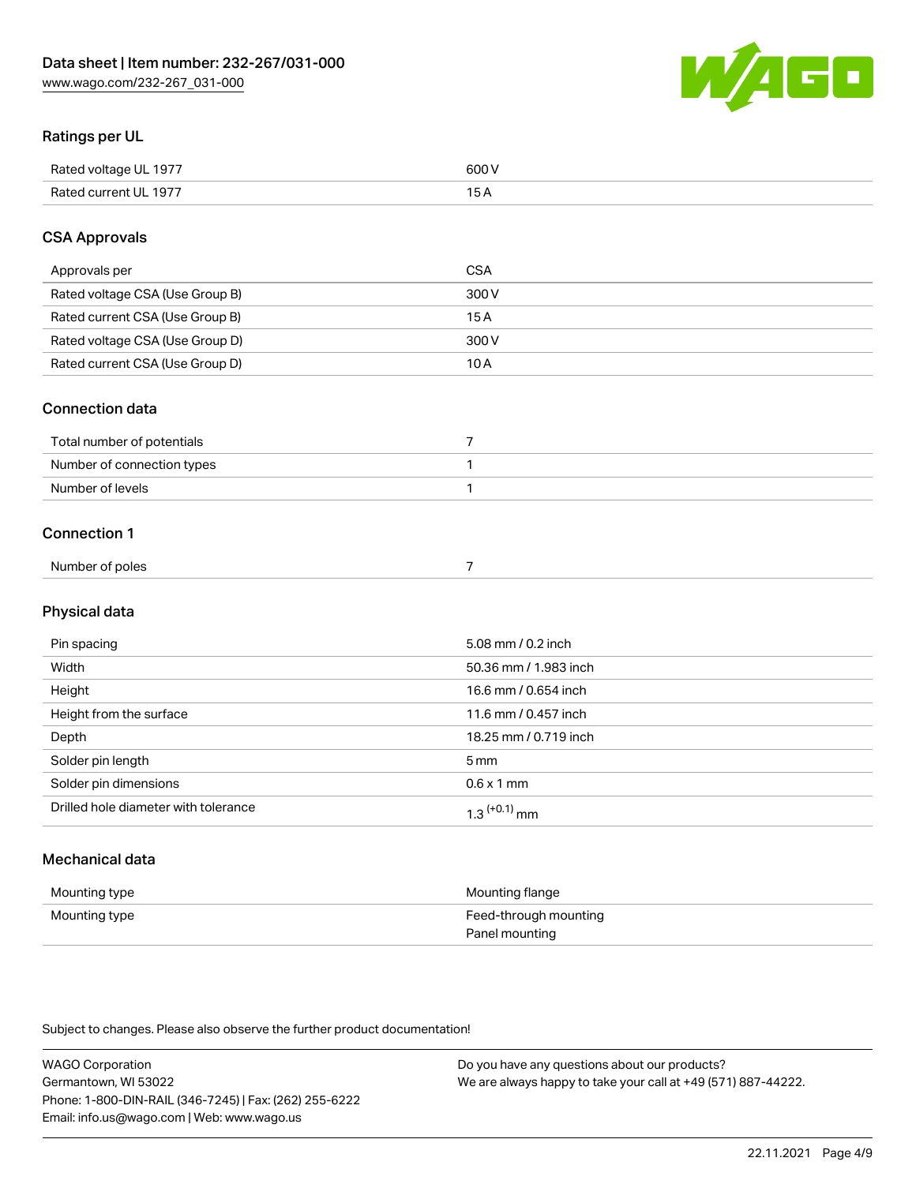## Ratings per UL

| | |
|---|---|
| Rated voltage UL 1977 | 600 V |
| Rated current UL 1977 | 15 A |

## CSA Approvals

| | |
|---|---|
| Approvals per | CSA |
| Rated voltage CSA (Use Group B) | 300 V |
| Rated current CSA (Use Group B) | 15 A |
| Rated voltage CSA (Use Group D) | 300 V |
| Rated current CSA (Use Group D) | 10 A |

## Connection data

| | |
|---|---|
| Total number of potentials | 7 |
| Number of connection types | 1 |
| Number of levels | 1 |

## Connection 1

| | |
|---|---|
| Number of poles | 7 |

## Physical data

| | |
|---|---|
| Pin spacing | 5.08 mm / 0.2 inch |
| Width | 50.36 mm / 1.983 inch |
| Height | 16.6 mm / 0.654 inch |
| Height from the surface | 11.6 mm / 0.457 inch |
| Depth | 18.25 mm / 0.719 inch |
| Solder pin length | 5 mm |
| Solder pin dimensions | 0.6 x 1 mm |
| Drilled hole diameter with tolerance | $1.3^{(+0.1)}$ mm |

## Mechanical data

| | |
|---|---|
| Mounting type | Mounting flange |
| Mounting type | Feed-through mounting<br>Panel mounting |

Subject to changes. Please also observe the further product documentation!

WAGO Corporation
Germantown, WI 53022
Phone: 1-800-DIN-RAIL (346-7245) | Fax: (262) 255-6222
Email: info.us@wago.com | Web: www.wago.us

Do you have any questions about our products?
We are always happy to take your call at +49 (571) 887-44222.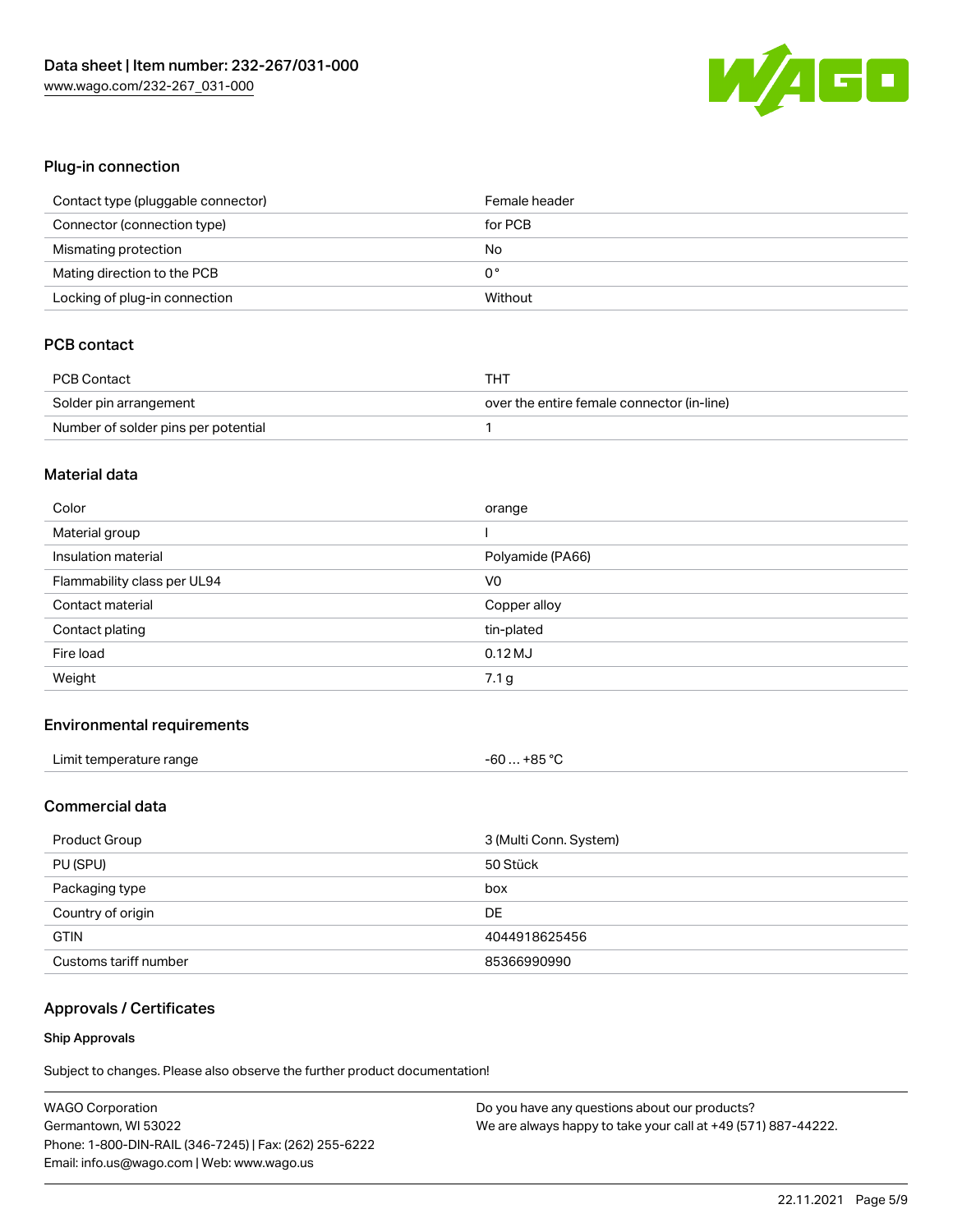## Plug-in connection

| | |
|---|---|
| Contact type (pluggable connector) | Female header |
| Connector (connection type) | for PCB |
| Mismating protection | No |
| Mating direction to the PCB | 0 ° |
| Locking of plug-in connection | Without |

## PCB contact

| | |
|---|---|
| PCB Contact | THT |
| Solder pin arrangement | over the entire female connector (in-line) |
| Number of solder pins per potential | 1 |

## Material data

| | |
|---|---|
| Color | orange |
| Material group | I |
| Insulation material | Polyamide (PA66) |
| Flammability class per UL94 | V0 |
| Contact material | Copper alloy |
| Contact plating | tin-plated |
| Fire load | 0.12 MJ |
| Weight | 7.1 g |

## Environmental requirements

| | |
|---|---|
| Limit temperature range | -60 … +85 °C |

## Commercial data

| | |
|---|---|
| Product Group | 3 (Multi Conn. System) |
| PU (SPU) | 50 Stück |
| Packaging type | box |
| Country of origin | DE |
| GTIN | 4044918625456 |
| Customs tariff number | 85366990990 |

## Approvals / Certificates

### Ship Approvals

Subject to changes. Please also observe the further product documentation!

WAGO Corporation
Germantown, WI 53022
Phone: 1-800-DIN-RAIL (346-7245) | Fax: (262) 255-6222
Email: info.us@wago.com | Web: www.wago.us

Do you have any questions about our products?
We are always happy to take your call at +49 (571) 887-44222.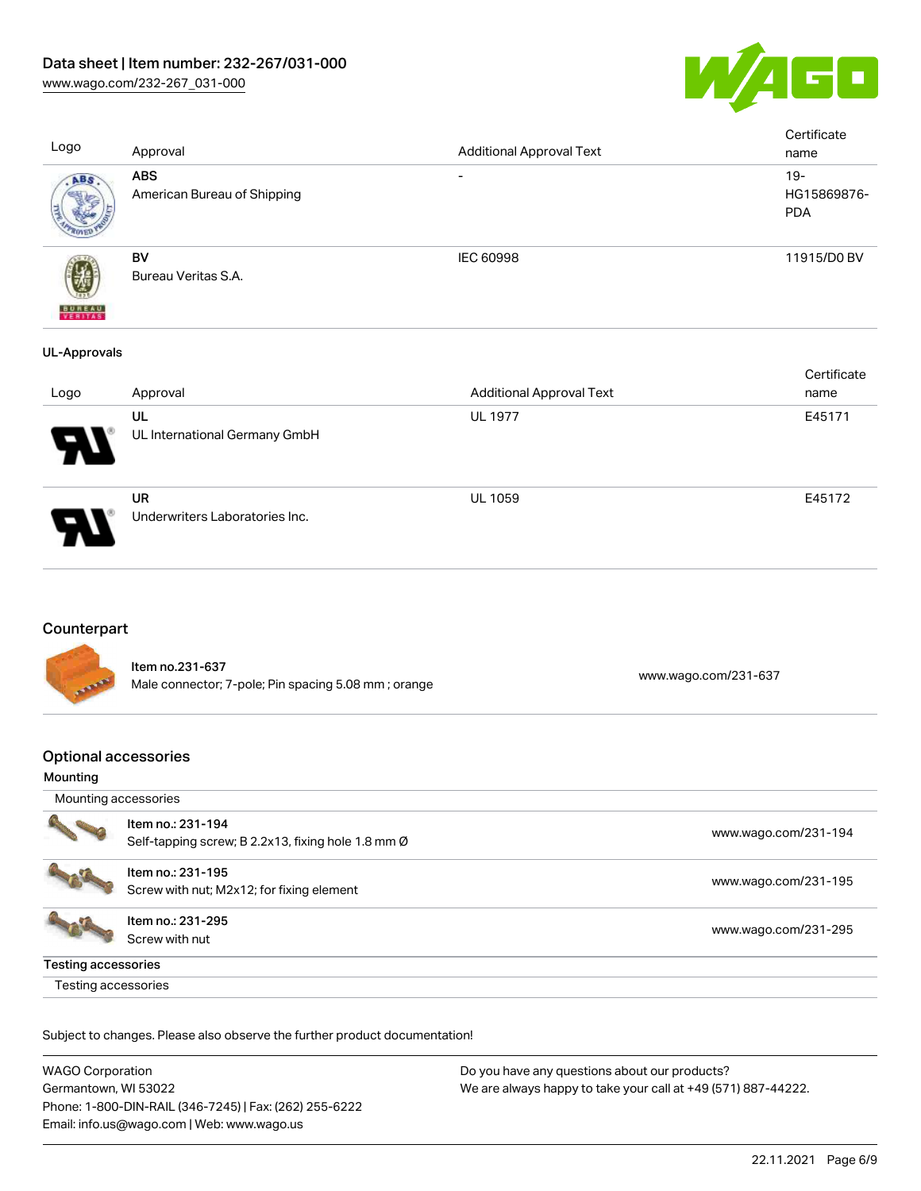| Logo | Approval | Additional Approval Text | Certificate name |
| --- | --- | --- | --- |
| | **ABS** American Bureau of Shipping | - | 19-HG15869876-PDA |
| | **BV** Bureau Veritas S.A. | IEC 60998 | 11915/D0 BV |

### UL-Approvals

| Logo | Approval | Additional Approval Text | Certificate name |
| --- | --- | --- | --- |
| | **UL** UL International Germany GmbH | UL 1977 | E45171 |
| | **UR** Underwriters Laboratories Inc. | UL 1059 | E45172 |

## Counterpart

| | | |
| --- | --- | --- |
| | **Item no.231-637** Male connector; 7-pole; Pin spacing 5.08 mm ; orange | www.wago.com/231-637 |

## Optional accessories

### Mounting

Mounting accessories

| | | |
| --- | --- | --- |
| | Item no.: 231-194 Self-tapping screw; B 2.2x13, fixing hole 1.8 mm Ø | www.wago.com/231-194 |
| | Item no.: 231-195 Screw with nut; M2x12; for fixing element | www.wago.com/231-195 |
| | Item no.: 231-295 Screw with nut | www.wago.com/231-295 |

### Testing accessories

Testing accessories

Subject to changes. Please also observe the further product documentation!

WAGO Corporation
Germantown, WI 53022
Phone: 1-800-DIN-RAIL (346-7245) | Fax: (262) 255-6222
Email: info.us@wago.com | Web: www.wago.us

Do you have any questions about our products?
We are always happy to take your call at +49 (571) 887-44222.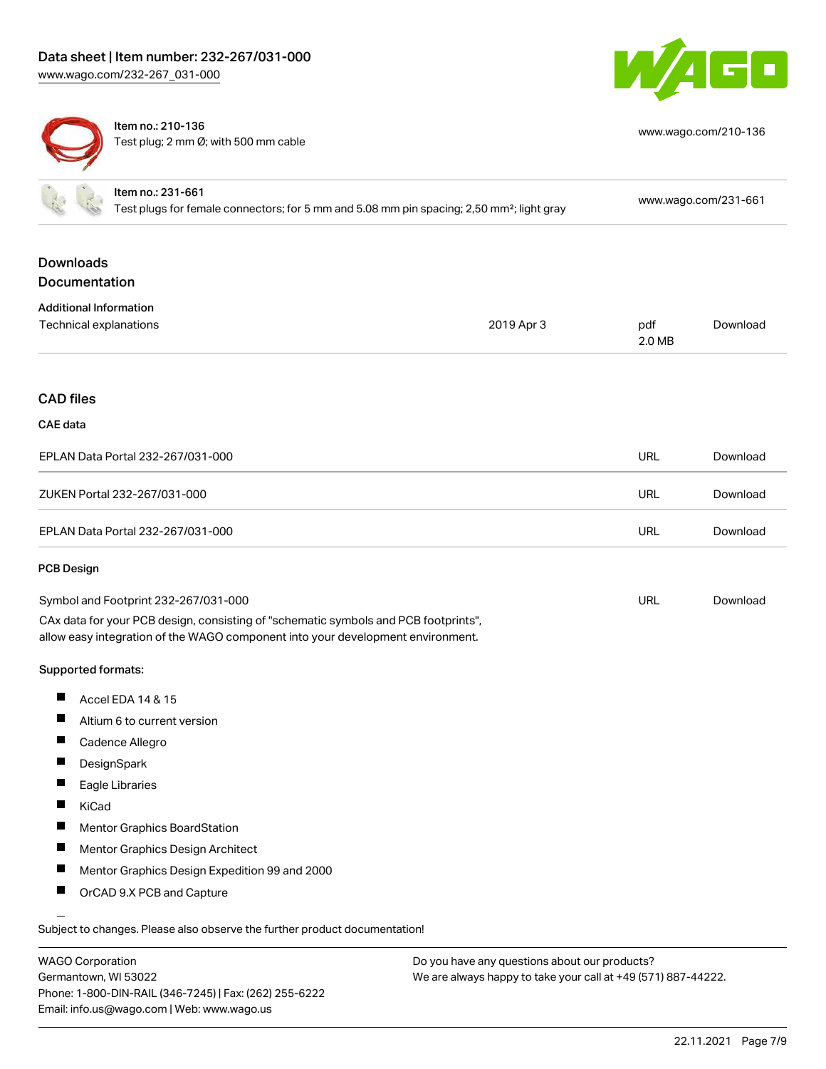| Item no.: 210-136<br>Test plug; 2 mm Ø; with 500 mm cable | www.wago.com/210-136 |
|---|---|
| Item no.: 231-661<br>Test plugs for female connectors; for 5 mm and 5.08 mm pin spacing; 2,50 mm²; light gray | www.wago.com/231-661 |

## Downloads

### Documentation

**Additional Information**

| Technical explanations | 2019 Apr 3 | pdf<br>2.0 MB | Download |
|---|---|---|---|

## CAD files

### CAE data

| | | |
|---|---|---|
| EPLAN Data Portal 232-267/031-000 | URL | Download |
| ZUKEN Portal 232-267/031-000 | URL | Download |
| EPLAN Data Portal 232-267/031-000 | URL | Download |

### PCB Design

| | | |
|---|---|---|
| Symbol and Footprint 232-267/031-000 | URL | Download |

CAx data for your PCB design, consisting of "schematic symbols and PCB footprints", allow easy integration of the WAGO component into your development environment.

**Supported formats:**

- Accel EDA 14 & 15
- Altium 6 to current version
- Cadence Allegro
- DesignSpark
- Eagle Libraries
- KiCad
- Mentor Graphics BoardStation
- Mentor Graphics Design Architect
- Mentor Graphics Design Expedition 99 and 2000
- OrCAD 9.X PCB and Capture

Subject to changes. Please also observe the further product documentation!

WAGO Corporation
Germantown, WI 53022
Phone: 1-800-DIN-RAIL (346-7245) | Fax: (262) 255-6222
Email: info.us@wago.com | Web: www.wago.us

Do you have any questions about our products?
We are always happy to take your call at +49 (571) 887-44222.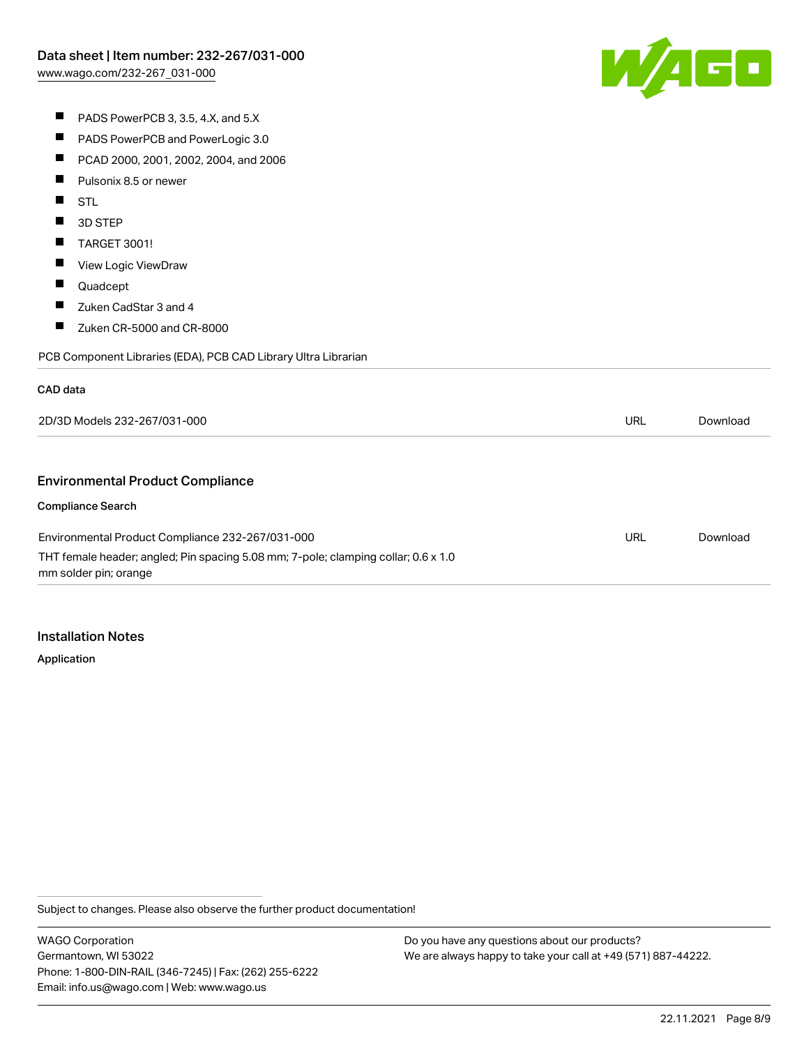- PADS PowerPCB 3, 3.5, 4.X, and 5.X
- PADS PowerPCB and PowerLogic 3.0
- PCAD 2000, 2001, 2002, 2004, and 2006
- Pulsonix 8.5 or newer
- STL
- 3D STEP
- TARGET 3001!
- View Logic ViewDraw
- Quadcept
- Zuken CadStar 3 and 4
- Zuken CR-5000 and CR-8000

PCB Component Libraries (EDA), PCB CAD Library Ultra Librarian

**CAD data**

| | | |
|---|---|---|
| 2D/3D Models 232-267/031-000 | URL | Download |

## Environmental Product Compliance

**Compliance Search**

| | | |
|---|---|---|
| Environmental Product Compliance 232-267/031-000<br>THT female header; angled; Pin spacing 5.08 mm; 7-pole; clamping collar; 0.6 x 1.0 mm solder pin; orange | URL | Download |

## Installation Notes

**Application**

Subject to changes. Please also observe the further product documentation!

WAGO Corporation
Germantown, WI 53022
Phone: 1-800-DIN-RAIL (346-7245) | Fax: (262) 255-6222
Email: info.us@wago.com | Web: www.wago.us

Do you have any questions about our products?
We are always happy to take your call at +49 (571) 887-44222.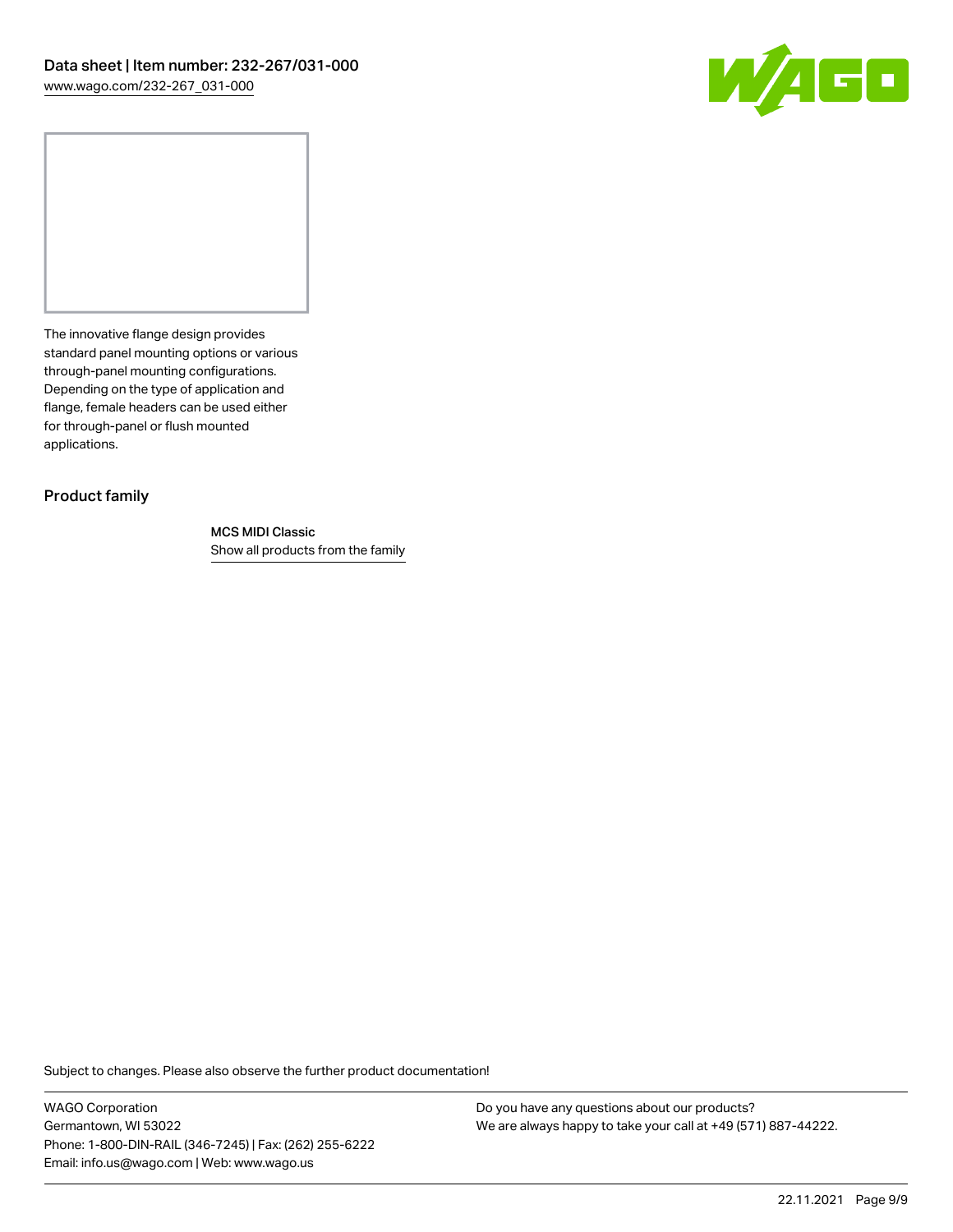The innovative flange design provides standard panel mounting options or various through-panel mounting configurations. Depending on the type of application and flange, female headers can be used either for through-panel or flush mounted applications.

## Product family

MCS MIDI Classic
Show all products from the family

Subject to changes. Please also observe the further product documentation!

WAGO Corporation
Germantown, WI 53022
Phone: 1-800-DIN-RAIL (346-7245) | Fax: (262) 255-6222
Email: info.us@wago.com | Web: www.wago.us

Do you have any questions about our products?
We are always happy to take your call at +49 (571) 887-44222.